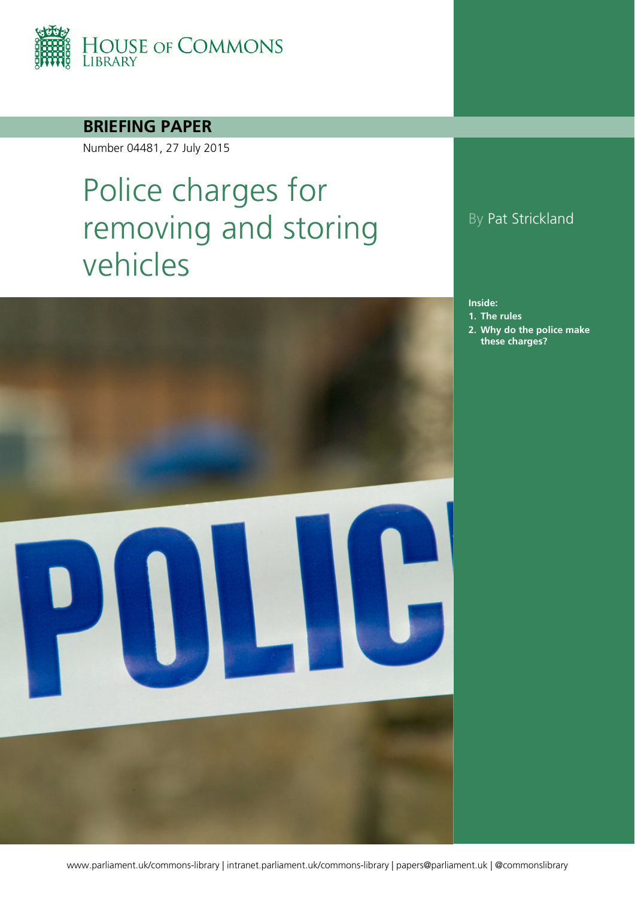HOUSE OF COMMONS LIBRARY

**BRIEFING PAPER**

Number 04481, 27 July 2015

# Police charges for removing and storing vehicles

By Pat Strickland

**Inside:**

1. **The rules**
2. **Why do the police make these charges?**

www.parliament.uk/commons-library | intranet.parliament.uk/commons-library | papers@parliament.uk | @commonslibrary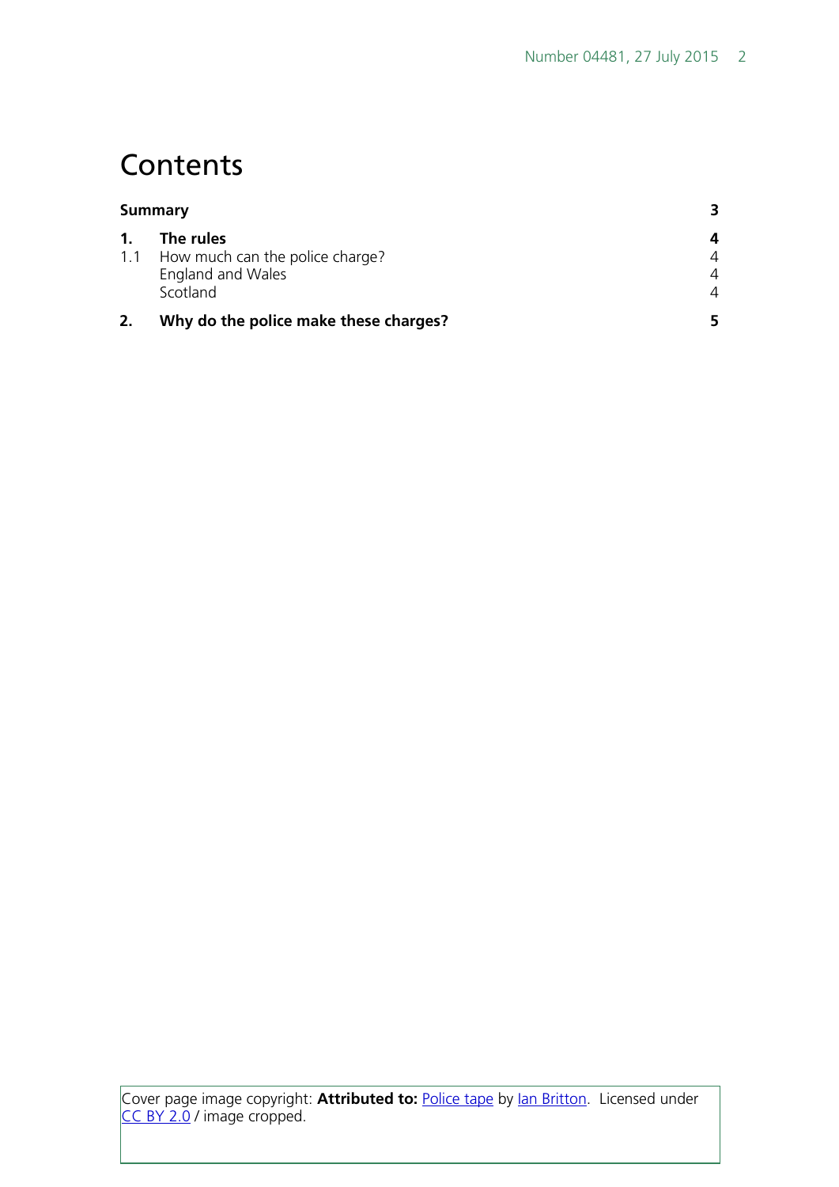# Contents

| | | |
|---|---|---|
| **Summary** | | **3** |
| **1.** | **The rules** | **4** |
| 1.1 | How much can the police charge? | 4 |
| | England and Wales | 4 |
| | Scotland | 4 |
| **2.** | **Why do the police make these charges?** | **5** |

Cover page image copyright: **Attributed to:** Police tape by Ian Britton. Licensed under CC BY 2.0 / image cropped.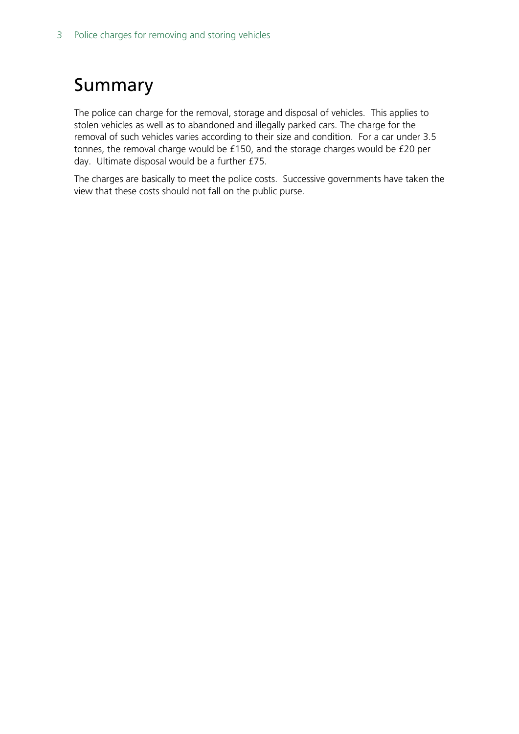# Summary

The police can charge for the removal, storage and disposal of vehicles. This applies to stolen vehicles as well as to abandoned and illegally parked cars. The charge for the removal of such vehicles varies according to their size and condition. For a car under 3.5 tonnes, the removal charge would be £150, and the storage charges would be £20 per day. Ultimate disposal would be a further £75.

The charges are basically to meet the police costs. Successive governments have taken the view that these costs should not fall on the public purse.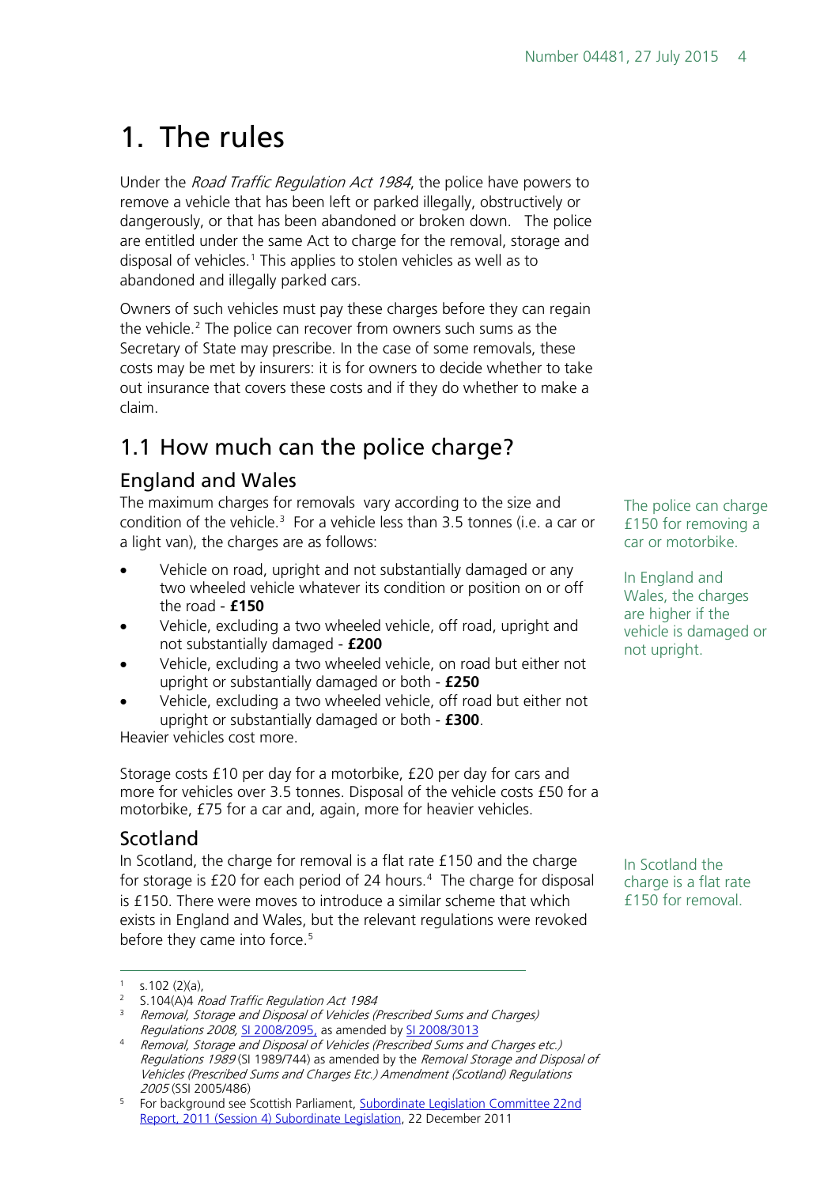# 1. The rules

Under the *Road Traffic Regulation Act 1984*, the police have powers to remove a vehicle that has been left or parked illegally, obstructively or dangerously, or that has been abandoned or broken down. The police are entitled under the same Act to charge for the removal, storage and disposal of vehicles.[1] This applies to stolen vehicles as well as to abandoned and illegally parked cars.

Owners of such vehicles must pay these charges before they can regain the vehicle.[2] The police can recover from owners such sums as the Secretary of State may prescribe. In the case of some removals, these costs may be met by insurers: it is for owners to decide whether to take out insurance that covers these costs and if they do whether to make a claim.

## 1.1 How much can the police charge?

### England and Wales

The police can charge £150 for removing a car or motorbike.

In England and Wales, the charges are higher if the vehicle is damaged or not upright.

The maximum charges for removals vary according to the size and condition of the vehicle.[3] For a vehicle less than 3.5 tonnes (i.e. a car or a light van), the charges are as follows:

- Vehicle on road, upright and not substantially damaged or any two wheeled vehicle whatever its condition or position on or off the road - **£150**
- Vehicle, excluding a two wheeled vehicle, off road, upright and not substantially damaged - **£200**
- Vehicle, excluding a two wheeled vehicle, on road but either not upright or substantially damaged or both - **£250**
- Vehicle, excluding a two wheeled vehicle, off road but either not upright or substantially damaged or both - **£300**.

Heavier vehicles cost more.

Storage costs £10 per day for a motorbike, £20 per day for cars and more for vehicles over 3.5 tonnes. Disposal of the vehicle costs £50 for a motorbike, £75 for a car and, again, more for heavier vehicles.

### Scotland

In Scotland the charge is a flat rate £150 for removal.

In Scotland, the charge for removal is a flat rate £150 and the charge for storage is £20 for each period of 24 hours.[4] The charge for disposal is £150. There were moves to introduce a similar scheme that which exists in England and Wales, but the relevant regulations were revoked before they came into force.[5]

---

[1] s.102 (2)(a),

[2] S.104(A)4 *Road Traffic Regulation Act 1984*

[3] *Removal, Storage and Disposal of Vehicles (Prescribed Sums and Charges) Regulations 2008*, SI 2008/2095, as amended by SI 2008/3013

[4] *Removal, Storage and Disposal of Vehicles (Prescribed Sums and Charges etc.) Regulations 1989* (SI 1989/744) as amended by the *Removal Storage and Disposal of Vehicles (Prescribed Sums and Charges Etc.) Amendment (Scotland) Regulations 2005* (SSI 2005/486)

[5] For background see Scottish Parliament, Subordinate Legislation Committee 22nd Report, 2011 (Session 4) Subordinate Legislation, 22 December 2011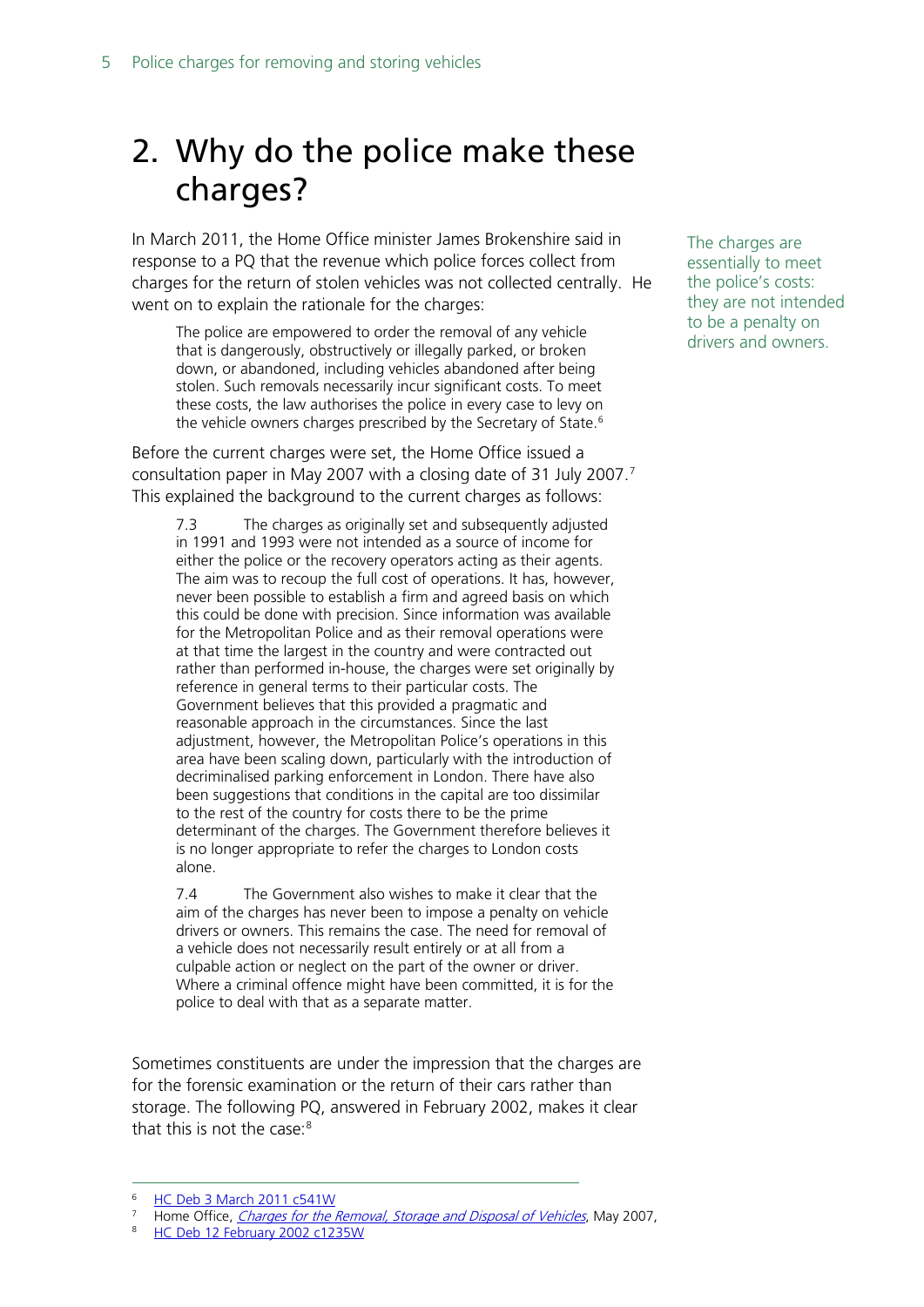# 2. Why do the police make these charges?

In March 2011, the Home Office minister James Brokenshire said in response to a PQ that the revenue which police forces collect from charges for the return of stolen vehicles was not collected centrally. He went on to explain the rationale for the charges:

> The police are empowered to order the removal of any vehicle that is dangerously, obstructively or illegally parked, or broken down, or abandoned, including vehicles abandoned after being stolen. Such removals necessarily incur significant costs. To meet these costs, the law authorises the police in every case to levy on the vehicle owners charges prescribed by the Secretary of State.[6]

The charges are essentially to meet the police's costs: they are not intended to be a penalty on drivers and owners.

Before the current charges were set, the Home Office issued a consultation paper in May 2007 with a closing date of 31 July 2007.[7] This explained the background to the current charges as follows:

> 7.3 The charges as originally set and subsequently adjusted in 1991 and 1993 were not intended as a source of income for either the police or the recovery operators acting as their agents. The aim was to recoup the full cost of operations. It has, however, never been possible to establish a firm and agreed basis on which this could be done with precision. Since information was available for the Metropolitan Police and as their removal operations were at that time the largest in the country and were contracted out rather than performed in-house, the charges were set originally by reference in general terms to their particular costs. The Government believes that this provided a pragmatic and reasonable approach in the circumstances. Since the last adjustment, however, the Metropolitan Police's operations in this area have been scaling down, particularly with the introduction of decriminalised parking enforcement in London. There have also been suggestions that conditions in the capital are too dissimilar to the rest of the country for costs there to be the prime determinant of the charges. The Government therefore believes it is no longer appropriate to refer the charges to London costs alone.
>
> 7.4 The Government also wishes to make it clear that the aim of the charges has never been to impose a penalty on vehicle drivers or owners. This remains the case. The need for removal of a vehicle does not necessarily result entirely or at all from a culpable action or neglect on the part of the owner or driver. Where a criminal offence might have been committed, it is for the police to deal with that as a separate matter.

Sometimes constituents are under the impression that the charges are for the forensic examination or the return of their cars rather than storage. The following PQ, answered in February 2002, makes it clear that this is not the case:[8]

---

[6] HC Deb 3 March 2011 c541W

[7] Home Office, *Charges for the Removal, Storage and Disposal of Vehicles*, May 2007,

[8] HC Deb 12 February 2002 c1235W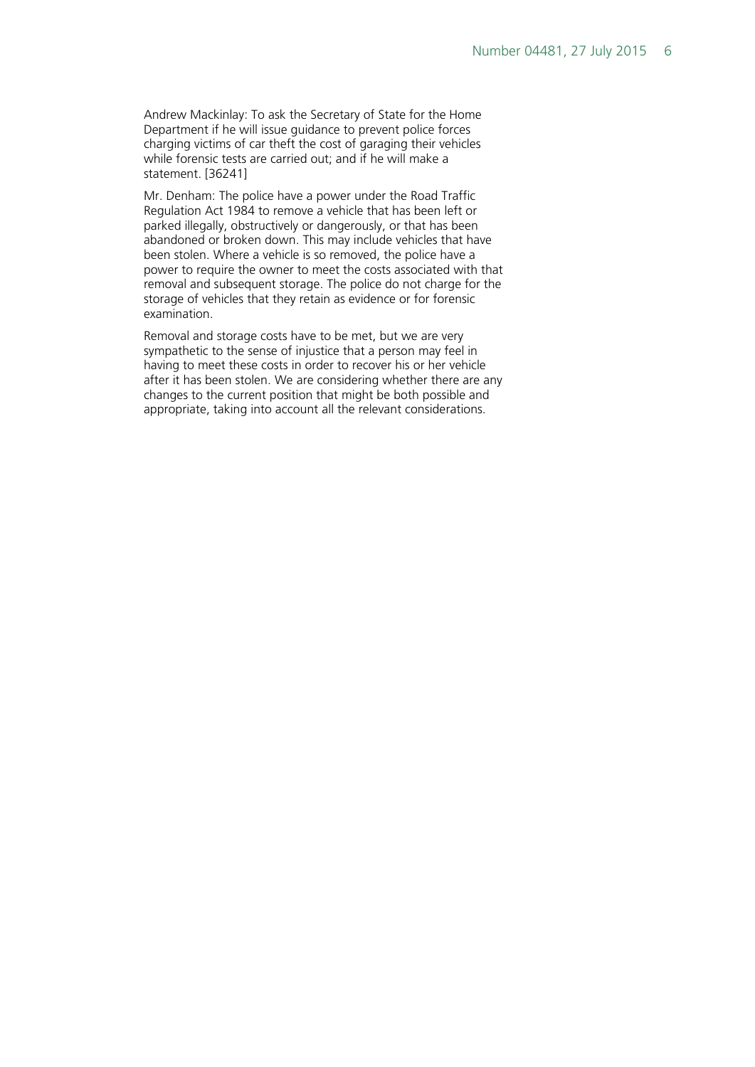Andrew Mackinlay: To ask the Secretary of State for the Home Department if he will issue guidance to prevent police forces charging victims of car theft the cost of garaging their vehicles while forensic tests are carried out; and if he will make a statement. [36241]

Mr. Denham: The police have a power under the Road Traffic Regulation Act 1984 to remove a vehicle that has been left or parked illegally, obstructively or dangerously, or that has been abandoned or broken down. This may include vehicles that have been stolen. Where a vehicle is so removed, the police have a power to require the owner to meet the costs associated with that removal and subsequent storage. The police do not charge for the storage of vehicles that they retain as evidence or for forensic examination.

Removal and storage costs have to be met, but we are very sympathetic to the sense of injustice that a person may feel in having to meet these costs in order to recover his or her vehicle after it has been stolen. We are considering whether there are any changes to the current position that might be both possible and appropriate, taking into account all the relevant considerations.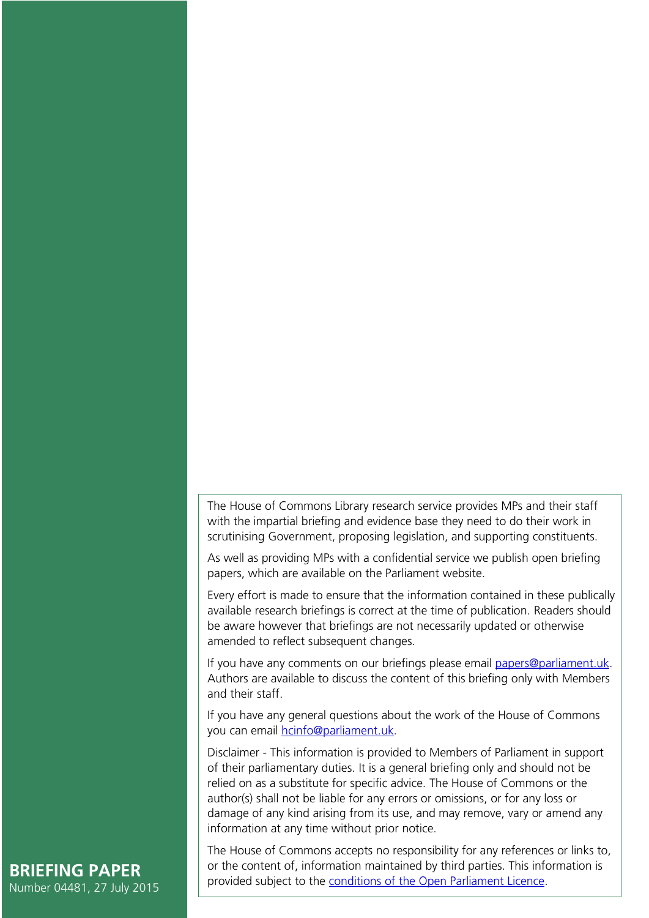The House of Commons Library research service provides MPs and their staff with the impartial briefing and evidence base they need to do their work in scrutinising Government, proposing legislation, and supporting constituents.

As well as providing MPs with a confidential service we publish open briefing papers, which are available on the Parliament website.

Every effort is made to ensure that the information contained in these publically available research briefings is correct at the time of publication. Readers should be aware however that briefings are not necessarily updated or otherwise amended to reflect subsequent changes.

If you have any comments on our briefings please email papers@parliament.uk. Authors are available to discuss the content of this briefing only with Members and their staff.

If you have any general questions about the work of the House of Commons you can email hcinfo@parliament.uk.

Disclaimer - This information is provided to Members of Parliament in support of their parliamentary duties. It is a general briefing only and should not be relied on as a substitute for specific advice. The House of Commons or the author(s) shall not be liable for any errors or omissions, or for any loss or damage of any kind arising from its use, and may remove, vary or amend any information at any time without prior notice.

The House of Commons accepts no responsibility for any references or links to, or the content of, information maintained by third parties. This information is provided subject to the conditions of the Open Parliament Licence.

**BRIEFING PAPER**

Number 04481, 27 July 2015